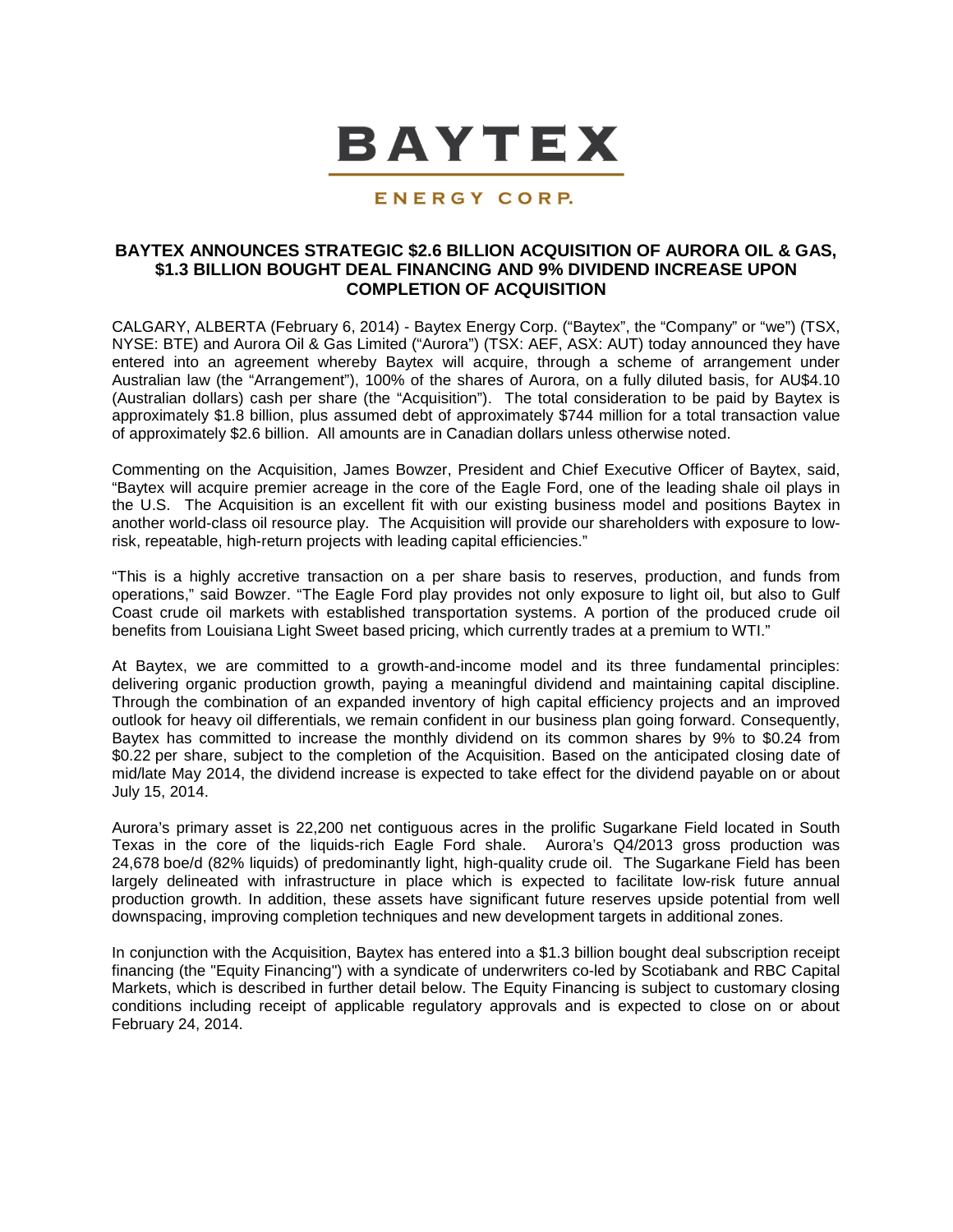# BAYTEX

ENERGY CORP.

## BAYTEX ANNOUNCES STRATEGIC $2.6 BILLION ACQUISITION OF AURORA OIL & GAS, $1.3 BILLION BOUGHT DEAL FINANCING AND 9% DIVIDEND INCREASE UPON COMPLETION OF ACQUISITION

CALGARY, ALBERTA (February 6, 2014) - Baytex Energy Corp. ("Baytex", the "Company" or "we") (TSX, NYSE: BTE) and Aurora Oil & Gas Limited ("Aurora") (TSX: AEF, ASX: AUT) today announced they have entered into an agreement whereby Baytex will acquire, through a scheme of arrangement under Australian law (the "Arrangement"), 100% of the shares of Aurora, on a fully diluted basis, for AU$4.10 (Australian dollars) cash per share (the "Acquisition"). The total consideration to be paid by Baytex is approximately $1.8 billion, plus assumed debt of approximately $744 million for a total transaction value of approximately $2.6 billion. All amounts are in Canadian dollars unless otherwise noted.

Commenting on the Acquisition, James Bowzer, President and Chief Executive Officer of Baytex, said, "Baytex will acquire premier acreage in the core of the Eagle Ford, one of the leading shale oil plays in the U.S. The Acquisition is an excellent fit with our existing business model and positions Baytex in another world-class oil resource play. The Acquisition will provide our shareholders with exposure to low-risk, repeatable, high-return projects with leading capital efficiencies."

"This is a highly accretive transaction on a per share basis to reserves, production, and funds from operations," said Bowzer. "The Eagle Ford play provides not only exposure to light oil, but also to Gulf Coast crude oil markets with established transportation systems. A portion of the produced crude oil benefits from Louisiana Light Sweet based pricing, which currently trades at a premium to WTI."

At Baytex, we are committed to a growth-and-income model and its three fundamental principles: delivering organic production growth, paying a meaningful dividend and maintaining capital discipline. Through the combination of an expanded inventory of high capital efficiency projects and an improved outlook for heavy oil differentials, we remain confident in our business plan going forward. Consequently, Baytex has committed to increase the monthly dividend on its common shares by 9% to $0.24 from $0.22 per share, subject to the completion of the Acquisition. Based on the anticipated closing date of mid/late May 2014, the dividend increase is expected to take effect for the dividend payable on or about July 15, 2014.

Aurora's primary asset is 22,200 net contiguous acres in the prolific Sugarkane Field located in South Texas in the core of the liquids-rich Eagle Ford shale. Aurora's Q4/2013 gross production was 24,678 boe/d (82% liquids) of predominantly light, high-quality crude oil. The Sugarkane Field has been largely delineated with infrastructure in place which is expected to facilitate low-risk future annual production growth. In addition, these assets have significant future reserves upside potential from well downspacing, improving completion techniques and new development targets in additional zones.

In conjunction with the Acquisition, Baytex has entered into a $1.3 billion bought deal subscription receipt financing (the "Equity Financing") with a syndicate of underwriters co-led by Scotiabank and RBC Capital Markets, which is described in further detail below. The Equity Financing is subject to customary closing conditions including receipt of applicable regulatory approvals and is expected to close on or about February 24, 2014.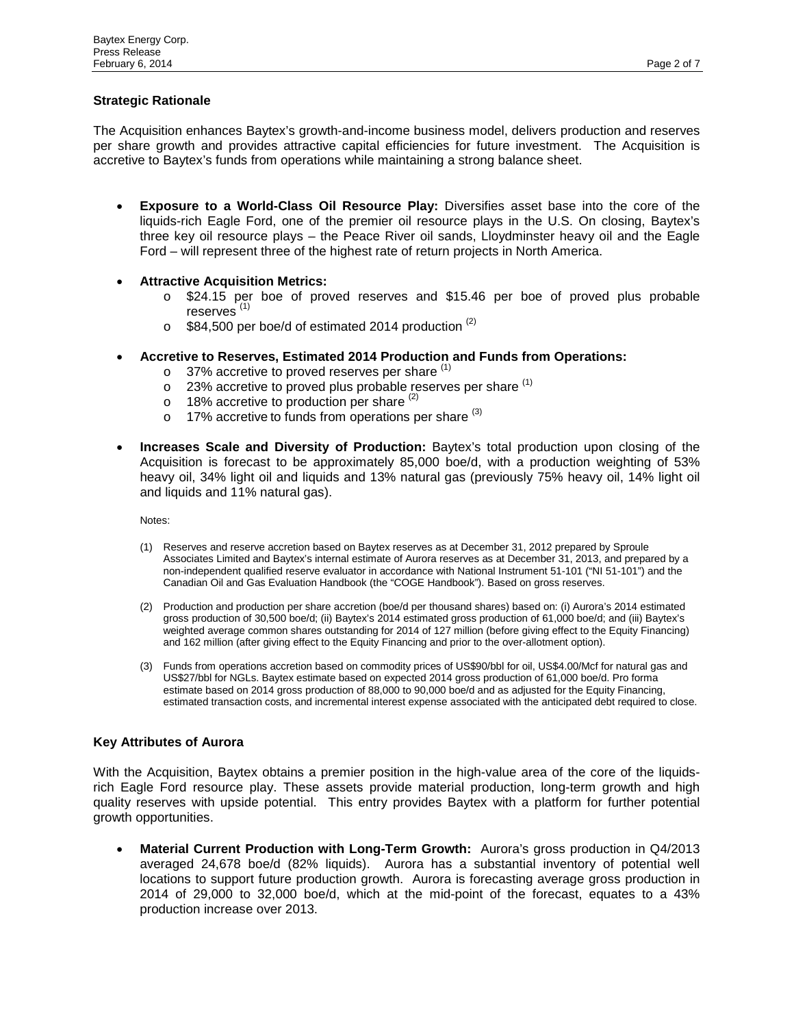## Strategic Rationale

The Acquisition enhances Baytex's growth-and-income business model, delivers production and reserves per share growth and provides attractive capital efficiencies for future investment. The Acquisition is accretive to Baytex's funds from operations while maintaining a strong balance sheet.

- **Exposure to a World-Class Oil Resource Play:** Diversifies asset base into the core of the liquids-rich Eagle Ford, one of the premier oil resource plays in the U.S. On closing, Baytex's three key oil resource plays – the Peace River oil sands, Lloydminster heavy oil and the Eagle Ford – will represent three of the highest rate of return projects in North America.
- **Attractive Acquisition Metrics:**
  - $24.15 per boe of proved reserves and $15.46 per boe of proved plus probable reserves [(1)]
  - $84,500 per boe/d of estimated 2014 production [(2)]
- **Accretive to Reserves, Estimated 2014 Production and Funds from Operations:**
  - 37% accretive to proved reserves per share [(1)]
  - 23% accretive to proved plus probable reserves per share [(1)]
  - 18% accretive to production per share [(2)]
  - 17% accretive to funds from operations per share [(3)]
- **Increases Scale and Diversity of Production:** Baytex's total production upon closing of the Acquisition is forecast to be approximately 85,000 boe/d, with a production weighting of 53% heavy oil, 34% light oil and liquids and 13% natural gas (previously 75% heavy oil, 14% light oil and liquids and 11% natural gas).

Notes:

(1) Reserves and reserve accretion based on Baytex reserves as at December 31, 2012 prepared by Sproule Associates Limited and Baytex's internal estimate of Aurora reserves as at December 31, 2013, and prepared by a non-independent qualified reserve evaluator in accordance with National Instrument 51-101 ("NI 51-101") and the Canadian Oil and Gas Evaluation Handbook (the "COGE Handbook"). Based on gross reserves.

(2) Production and production per share accretion (boe/d per thousand shares) based on: (i) Aurora's 2014 estimated gross production of 30,500 boe/d; (ii) Baytex's 2014 estimated gross production of 61,000 boe/d; and (iii) Baytex's weighted average common shares outstanding for 2014 of 127 million (before giving effect to the Equity Financing) and 162 million (after giving effect to the Equity Financing and prior to the over-allotment option).

(3) Funds from operations accretion based on commodity prices of US$90/bbl for oil, US$4.00/Mcf for natural gas and US$27/bbl for NGLs. Baytex estimate based on expected 2014 gross production of 61,000 boe/d. Pro forma estimate based on 2014 gross production of 88,000 to 90,000 boe/d and as adjusted for the Equity Financing, estimated transaction costs, and incremental interest expense associated with the anticipated debt required to close.

## Key Attributes of Aurora

With the Acquisition, Baytex obtains a premier position in the high-value area of the core of the liquids-rich Eagle Ford resource play. These assets provide material production, long-term growth and high quality reserves with upside potential. This entry provides Baytex with a platform for further potential growth opportunities.

- **Material Current Production with Long-Term Growth:** Aurora's gross production in Q4/2013 averaged 24,678 boe/d (82% liquids). Aurora has a substantial inventory of potential well locations to support future production growth. Aurora is forecasting average gross production in 2014 of 29,000 to 32,000 boe/d, which at the mid-point of the forecast, equates to a 43% production increase over 2013.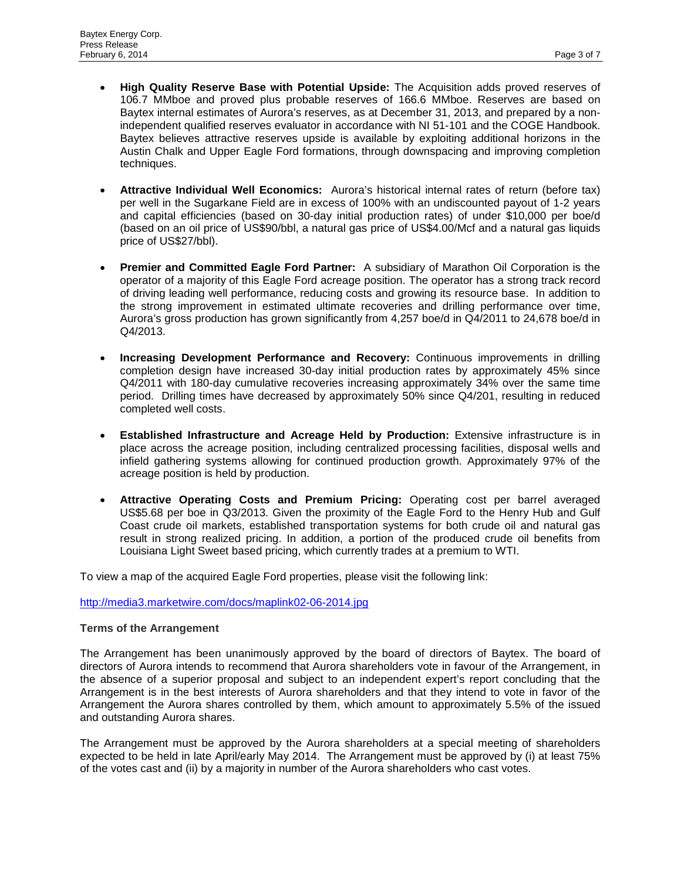- **High Quality Reserve Base with Potential Upside:** The Acquisition adds proved reserves of 106.7 MMboe and proved plus probable reserves of 166.6 MMboe. Reserves are based on Baytex internal estimates of Aurora's reserves, as at December 31, 2013, and prepared by a non-independent qualified reserves evaluator in accordance with NI 51-101 and the COGE Handbook. Baytex believes attractive reserves upside is available by exploiting additional horizons in the Austin Chalk and Upper Eagle Ford formations, through downspacing and improving completion techniques.

- **Attractive Individual Well Economics:** Aurora's historical internal rates of return (before tax) per well in the Sugarkane Field are in excess of 100% with an undiscounted payout of 1-2 years and capital efficiencies (based on 30-day initial production rates) of under $10,000 per boe/d (based on an oil price of US$90/bbl, a natural gas price of US$4.00/Mcf and a natural gas liquids price of US$27/bbl).

- **Premier and Committed Eagle Ford Partner:** A subsidiary of Marathon Oil Corporation is the operator of a majority of this Eagle Ford acreage position. The operator has a strong track record of driving leading well performance, reducing costs and growing its resource base. In addition to the strong improvement in estimated ultimate recoveries and drilling performance over time, Aurora's gross production has grown significantly from 4,257 boe/d in Q4/2011 to 24,678 boe/d in Q4/2013.

- **Increasing Development Performance and Recovery:** Continuous improvements in drilling completion design have increased 30-day initial production rates by approximately 45% since Q4/2011 with 180-day cumulative recoveries increasing approximately 34% over the same time period. Drilling times have decreased by approximately 50% since Q4/201, resulting in reduced completed well costs.

- **Established Infrastructure and Acreage Held by Production:** Extensive infrastructure is in place across the acreage position, including centralized processing facilities, disposal wells and infield gathering systems allowing for continued production growth. Approximately 97% of the acreage position is held by production.

- **Attractive Operating Costs and Premium Pricing:** Operating cost per barrel averaged US$5.68 per boe in Q3/2013. Given the proximity of the Eagle Ford to the Henry Hub and Gulf Coast crude oil markets, established transportation systems for both crude oil and natural gas result in strong realized pricing. In addition, a portion of the produced crude oil benefits from Louisiana Light Sweet based pricing, which currently trades at a premium to WTI.

To view a map of the acquired Eagle Ford properties, please visit the following link:

http://media3.marketwire.com/docs/maplink02-06-2014.jpg

**Terms of the Arrangement**

The Arrangement has been unanimously approved by the board of directors of Baytex. The board of directors of Aurora intends to recommend that Aurora shareholders vote in favour of the Arrangement, in the absence of a superior proposal and subject to an independent expert's report concluding that the Arrangement is in the best interests of Aurora shareholders and that they intend to vote in favor of the Arrangement the Aurora shares controlled by them, which amount to approximately 5.5% of the issued and outstanding Aurora shares.

The Arrangement must be approved by the Aurora shareholders at a special meeting of shareholders expected to be held in late April/early May 2014. The Arrangement must be approved by (i) at least 75% of the votes cast and (ii) by a majority in number of the Aurora shareholders who cast votes.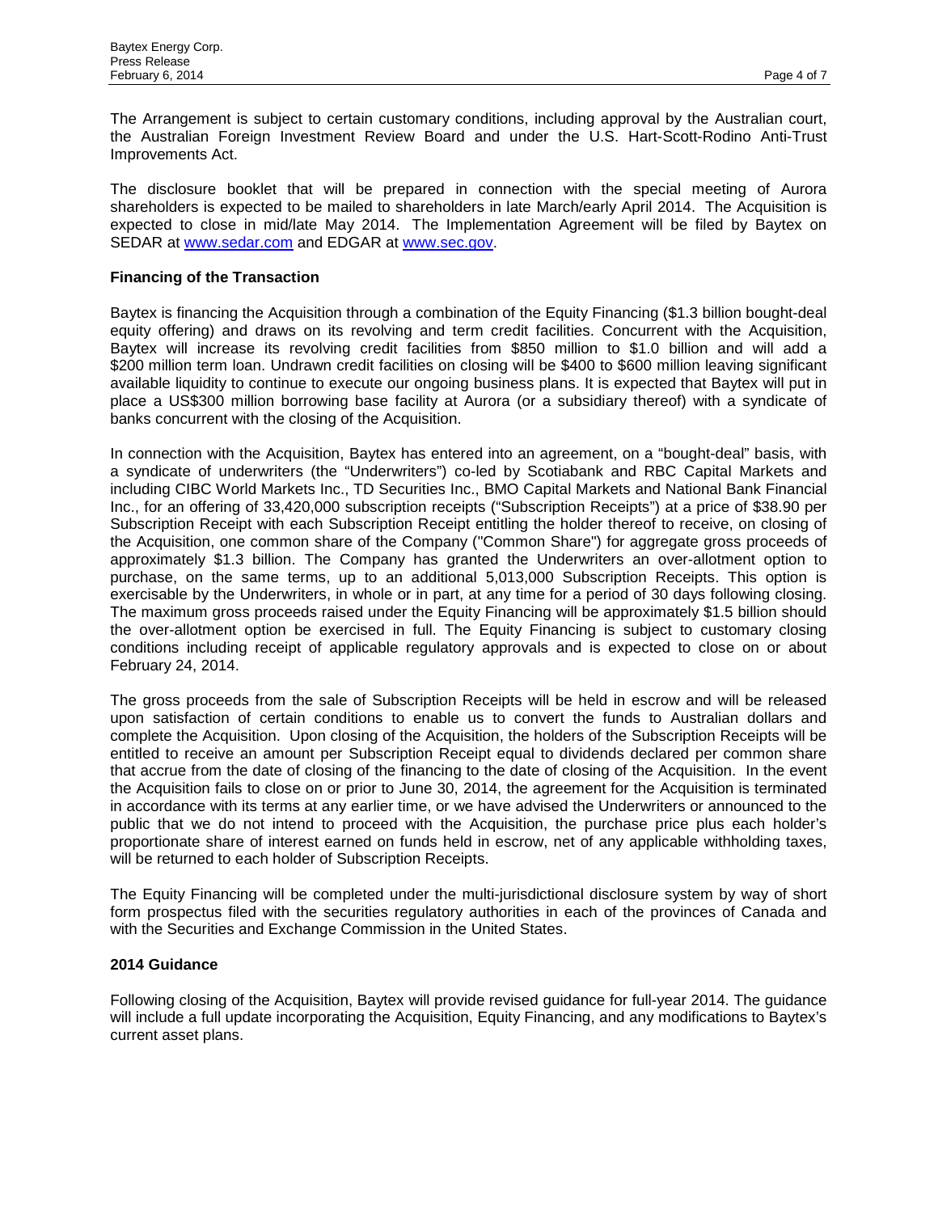The Arrangement is subject to certain customary conditions, including approval by the Australian court, the Australian Foreign Investment Review Board and under the U.S. Hart-Scott-Rodino Anti-Trust Improvements Act.

The disclosure booklet that will be prepared in connection with the special meeting of Aurora shareholders is expected to be mailed to shareholders in late March/early April 2014. The Acquisition is expected to close in mid/late May 2014. The Implementation Agreement will be filed by Baytex on SEDAR at www.sedar.com and EDGAR at www.sec.gov.

**Financing of the Transaction**

Baytex is financing the Acquisition through a combination of the Equity Financing ($1.3 billion bought-deal equity offering) and draws on its revolving and term credit facilities. Concurrent with the Acquisition, Baytex will increase its revolving credit facilities from $850 million to $1.0 billion and will add a $200 million term loan. Undrawn credit facilities on closing will be $400 to $600 million leaving significant available liquidity to continue to execute our ongoing business plans. It is expected that Baytex will put in place a US$300 million borrowing base facility at Aurora (or a subsidiary thereof) with a syndicate of banks concurrent with the closing of the Acquisition.

In connection with the Acquisition, Baytex has entered into an agreement, on a "bought-deal" basis, with a syndicate of underwriters (the "Underwriters") co-led by Scotiabank and RBC Capital Markets and including CIBC World Markets Inc., TD Securities Inc., BMO Capital Markets and National Bank Financial Inc., for an offering of 33,420,000 subscription receipts ("Subscription Receipts") at a price of $38.90 per Subscription Receipt with each Subscription Receipt entitling the holder thereof to receive, on closing of the Acquisition, one common share of the Company ("Common Share") for aggregate gross proceeds of approximately $1.3 billion. The Company has granted the Underwriters an over-allotment option to purchase, on the same terms, up to an additional 5,013,000 Subscription Receipts. This option is exercisable by the Underwriters, in whole or in part, at any time for a period of 30 days following closing. The maximum gross proceeds raised under the Equity Financing will be approximately $1.5 billion should the over-allotment option be exercised in full. The Equity Financing is subject to customary closing conditions including receipt of applicable regulatory approvals and is expected to close on or about February 24, 2014.

The gross proceeds from the sale of Subscription Receipts will be held in escrow and will be released upon satisfaction of certain conditions to enable us to convert the funds to Australian dollars and complete the Acquisition. Upon closing of the Acquisition, the holders of the Subscription Receipts will be entitled to receive an amount per Subscription Receipt equal to dividends declared per common share that accrue from the date of closing of the financing to the date of closing of the Acquisition. In the event the Acquisition fails to close on or prior to June 30, 2014, the agreement for the Acquisition is terminated in accordance with its terms at any earlier time, or we have advised the Underwriters or announced to the public that we do not intend to proceed with the Acquisition, the purchase price plus each holder's proportionate share of interest earned on funds held in escrow, net of any applicable withholding taxes, will be returned to each holder of Subscription Receipts.

The Equity Financing will be completed under the multi-jurisdictional disclosure system by way of short form prospectus filed with the securities regulatory authorities in each of the provinces of Canada and with the Securities and Exchange Commission in the United States.

**2014 Guidance**

Following closing of the Acquisition, Baytex will provide revised guidance for full-year 2014. The guidance will include a full update incorporating the Acquisition, Equity Financing, and any modifications to Baytex's current asset plans.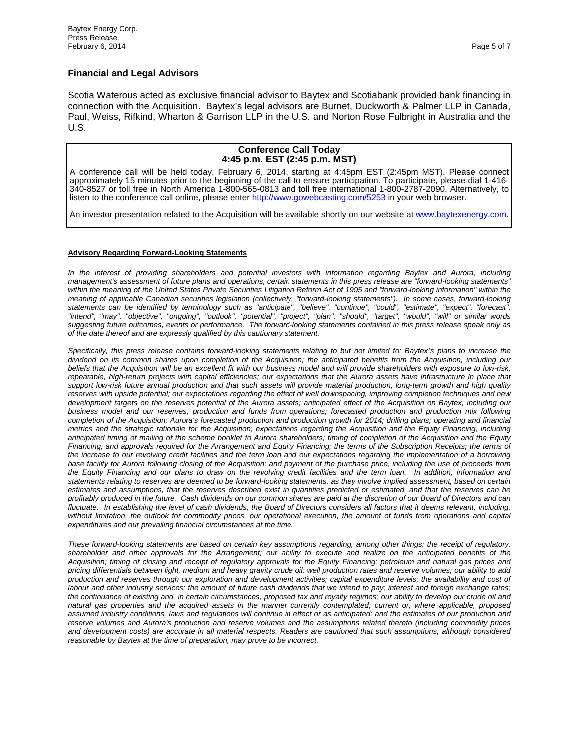## Financial and Legal Advisors

Scotia Waterous acted as exclusive financial advisor to Baytex and Scotiabank provided bank financing in connection with the Acquisition. Baytex's legal advisors are Burnet, Duckworth & Palmer LLP in Canada, Paul, Weiss, Rifkind, Wharton & Garrison LLP in the U.S. and Norton Rose Fulbright in Australia and the U.S.

**Conference Call Today**
**4:45 p.m. EST (2:45 p.m. MST)**

A conference call will be held today, February 6, 2014, starting at 4:45pm EST (2:45pm MST). Please connect approximately 15 minutes prior to the beginning of the call to ensure participation. To participate, please dial 1-416-340-8527 or toll free in North America 1-800-565-0813 and toll free international 1-800-2787-2090. Alternatively, to listen to the conference call online, please enter http://www.gowebcasting.com/5253 in your web browser.

An investor presentation related to the Acquisition will be available shortly on our website at www.baytexenergy.com.

### Advisory Regarding Forward-Looking Statements

*In the interest of providing shareholders and potential investors with information regarding Baytex and Aurora, including management's assessment of future plans and operations, certain statements in this press release are "forward-looking statements" within the meaning of the United States Private Securities Litigation Reform Act of 1995 and "forward-looking information" within the meaning of applicable Canadian securities legislation (collectively, "forward-looking statements"). In some cases, forward-looking statements can be identified by terminology such as "anticipate", "believe", "continue", "could", "estimate", "expect", "forecast", "intend", "may", "objective", "ongoing", "outlook", "potential", "project", "plan", "should", "target", "would", "will" or similar words suggesting future outcomes, events or performance. The forward-looking statements contained in this press release speak only as of the date thereof and are expressly qualified by this cautionary statement.*

*Specifically, this press release contains forward-looking statements relating to but not limited to: Baytex's plans to increase the dividend on its common shares upon completion of the Acquisition; the anticipated benefits from the Acquisition, including our beliefs that the Acquisition will be an excellent fit with our business model and will provide shareholders with exposure to low-risk, repeatable, high-return projects with capital efficiencies; our expectations that the Aurora assets have infrastructure in place that support low-risk future annual production and that such assets will provide material production, long-term growth and high quality reserves with upside potential; our expectations regarding the effect of well downspacing, improving completion techniques and new development targets on the reserves potential of the Aurora assets; anticipated effect of the Acquisition on Baytex, including our business model and our reserves, production and funds from operations; forecasted production and production mix following completion of the Acquisition; Aurora's forecasted production and production growth for 2014; drilling plans; operating and financial metrics and the strategic rationale for the Acquisition; expectations regarding the Acquisition and the Equity Financing, including anticipated timing of mailing of the scheme booklet to Aurora shareholders; timing of completion of the Acquisition and the Equity Financing, and approvals required for the Arrangement and Equity Financing; the terms of the Subscription Receipts; the terms of the increase to our revolving credit facilities and the term loan and our expectations regarding the implementation of a borrowing base facility for Aurora following closing of the Acquisition; and payment of the purchase price, including the use of proceeds from the Equity Financing and our plans to draw on the revolving credit facilities and the term loan. In addition, information and statements relating to reserves are deemed to be forward-looking statements, as they involve implied assessment, based on certain estimates and assumptions, that the reserves described exist in quantities predicted or estimated, and that the reserves can be profitably produced in the future. Cash dividends on our common shares are paid at the discretion of our Board of Directors and can fluctuate. In establishing the level of cash dividends, the Board of Directors considers all factors that it deems relevant, including, without limitation, the outlook for commodity prices, our operational execution, the amount of funds from operations and capital expenditures and our prevailing financial circumstances at the time.*

*These forward-looking statements are based on certain key assumptions regarding, among other things: the receipt of regulatory, shareholder and other approvals for the Arrangement; our ability to execute and realize on the anticipated benefits of the Acquisition; timing of closing and receipt of regulatory approvals for the Equity Financing; petroleum and natural gas prices and pricing differentials between light, medium and heavy gravity crude oil; well production rates and reserve volumes; our ability to add production and reserves through our exploration and development activities; capital expenditure levels; the availability and cost of labour and other industry services; the amount of future cash dividends that we intend to pay; interest and foreign exchange rates; the continuance of existing and, in certain circumstances, proposed tax and royalty regimes; our ability to develop our crude oil and natural gas properties and the acquired assets in the manner currently contemplated; current or, where applicable, proposed assumed industry conditions, laws and regulations will continue in effect or as anticipated; and the estimates of our production and reserve volumes and Aurora's production and reserve volumes and the assumptions related thereto (including commodity prices and development costs) are accurate in all material respects. Readers are cautioned that such assumptions, although considered reasonable by Baytex at the time of preparation, may prove to be incorrect.*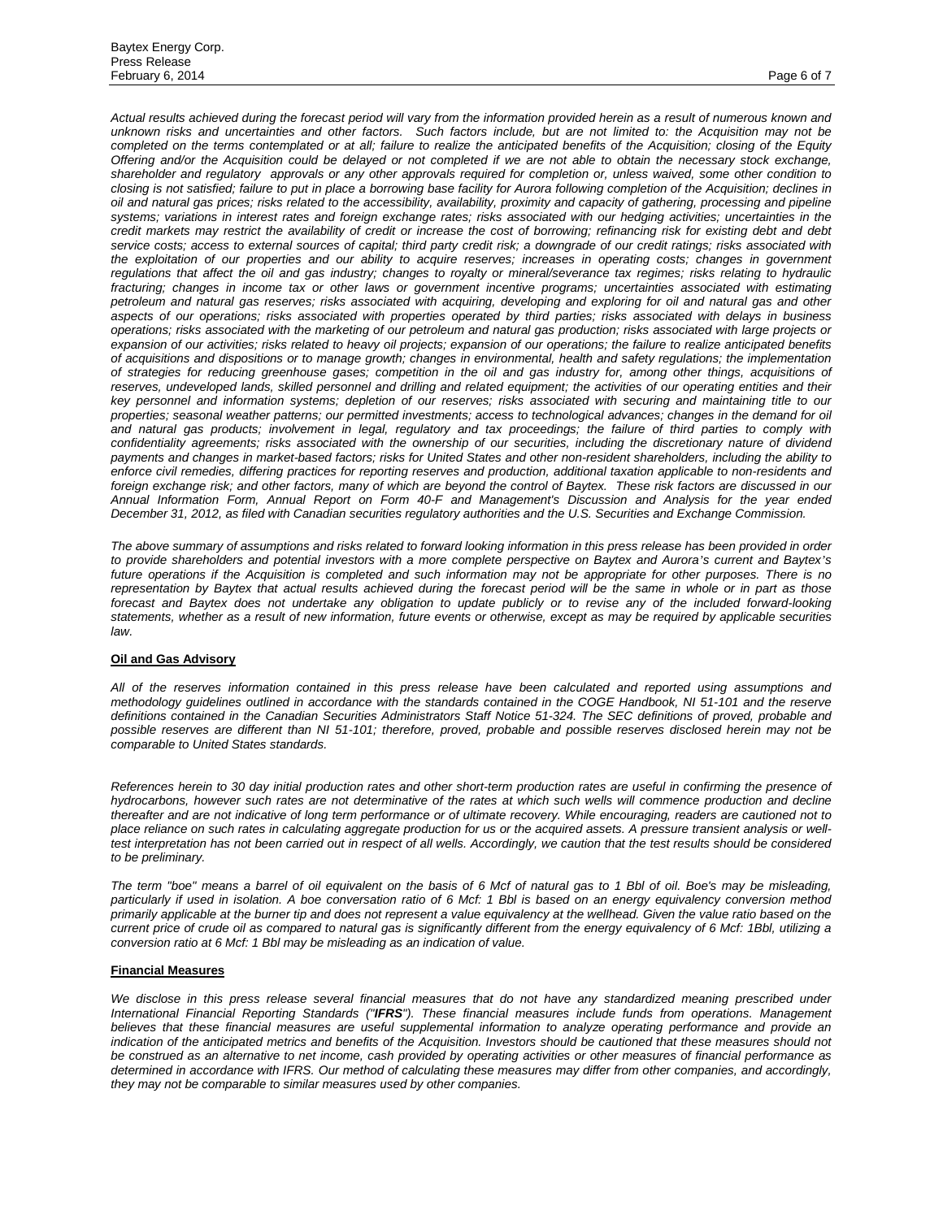*Actual results achieved during the forecast period will vary from the information provided herein as a result of numerous known and unknown risks and uncertainties and other factors. Such factors include, but are not limited to: the Acquisition may not be completed on the terms contemplated or at all; failure to realize the anticipated benefits of the Acquisition; closing of the Equity Offering and/or the Acquisition could be delayed or not completed if we are not able to obtain the necessary stock exchange, shareholder and regulatory approvals or any other approvals required for completion or, unless waived, some other condition to closing is not satisfied; failure to put in place a borrowing base facility for Aurora following completion of the Acquisition; declines in oil and natural gas prices; risks related to the accessibility, availability, proximity and capacity of gathering, processing and pipeline systems; variations in interest rates and foreign exchange rates; risks associated with our hedging activities; uncertainties in the credit markets may restrict the availability of credit or increase the cost of borrowing; refinancing risk for existing debt and debt service costs; access to external sources of capital; third party credit risk; a downgrade of our credit ratings; risks associated with the exploitation of our properties and our ability to acquire reserves; increases in operating costs; changes in government regulations that affect the oil and gas industry; changes to royalty or mineral/severance tax regimes; risks relating to hydraulic fracturing; changes in income tax or other laws or government incentive programs; uncertainties associated with estimating petroleum and natural gas reserves; risks associated with acquiring, developing and exploring for oil and natural gas and other aspects of our operations; risks associated with properties operated by third parties; risks associated with delays in business operations; risks associated with the marketing of our petroleum and natural gas production; risks associated with large projects or expansion of our activities; risks related to heavy oil projects; expansion of our operations; the failure to realize anticipated benefits of acquisitions and dispositions or to manage growth; changes in environmental, health and safety regulations; the implementation of strategies for reducing greenhouse gases; competition in the oil and gas industry for, among other things, acquisitions of reserves, undeveloped lands, skilled personnel and drilling and related equipment; the activities of our operating entities and their key personnel and information systems; depletion of our reserves; risks associated with securing and maintaining title to our properties; seasonal weather patterns; our permitted investments; access to technological advances; changes in the demand for oil and natural gas products; involvement in legal, regulatory and tax proceedings; the failure of third parties to comply with confidentiality agreements; risks associated with the ownership of our securities, including the discretionary nature of dividend payments and changes in market-based factors; risks for United States and other non-resident shareholders, including the ability to enforce civil remedies, differing practices for reporting reserves and production, additional taxation applicable to non-residents and foreign exchange risk; and other factors, many of which are beyond the control of Baytex. These risk factors are discussed in our Annual Information Form, Annual Report on Form 40-F and Management's Discussion and Analysis for the year ended December 31, 2012, as filed with Canadian securities regulatory authorities and the U.S. Securities and Exchange Commission.*

*The above summary of assumptions and risks related to forward looking information in this press release has been provided in order to provide shareholders and potential investors with a more complete perspective on Baytex and Aurora's current and Baytex's future operations if the Acquisition is completed and such information may not be appropriate for other purposes. There is no representation by Baytex that actual results achieved during the forecast period will be the same in whole or in part as those forecast and Baytex does not undertake any obligation to update publicly or to revise any of the included forward-looking statements, whether as a result of new information, future events or otherwise, except as may be required by applicable securities law.*

**Oil and Gas Advisory**

*All of the reserves information contained in this press release have been calculated and reported using assumptions and methodology guidelines outlined in accordance with the standards contained in the COGE Handbook, NI 51-101 and the reserve definitions contained in the Canadian Securities Administrators Staff Notice 51-324. The SEC definitions of proved, probable and possible reserves are different than NI 51-101; therefore, proved, probable and possible reserves disclosed herein may not be comparable to United States standards.*

*References herein to 30 day initial production rates and other short-term production rates are useful in confirming the presence of hydrocarbons, however such rates are not determinative of the rates at which such wells will commence production and decline thereafter and are not indicative of long term performance or of ultimate recovery. While encouraging, readers are cautioned not to place reliance on such rates in calculating aggregate production for us or the acquired assets. A pressure transient analysis or well-test interpretation has not been carried out in respect of all wells. Accordingly, we caution that the test results should be considered to be preliminary.*

*The term "boe" means a barrel of oil equivalent on the basis of 6 Mcf of natural gas to 1 Bbl of oil. Boe's may be misleading, particularly if used in isolation. A boe conversation ratio of 6 Mcf: 1 Bbl is based on an energy equivalency conversion method primarily applicable at the burner tip and does not represent a value equivalency at the wellhead. Given the value ratio based on the current price of crude oil as compared to natural gas is significantly different from the energy equivalency of 6 Mcf: 1Bbl, utilizing a conversion ratio at 6 Mcf: 1 Bbl may be misleading as an indication of value.*

**Financial Measures**

*We disclose in this press release several financial measures that do not have any standardized meaning prescribed under International Financial Reporting Standards ("**IFRS**"). These financial measures include funds from operations. Management believes that these financial measures are useful supplemental information to analyze operating performance and provide an indication of the anticipated metrics and benefits of the Acquisition. Investors should be cautioned that these measures should not be construed as an alternative to net income, cash provided by operating activities or other measures of financial performance as determined in accordance with IFRS. Our method of calculating these measures may differ from other companies, and accordingly, they may not be comparable to similar measures used by other companies.*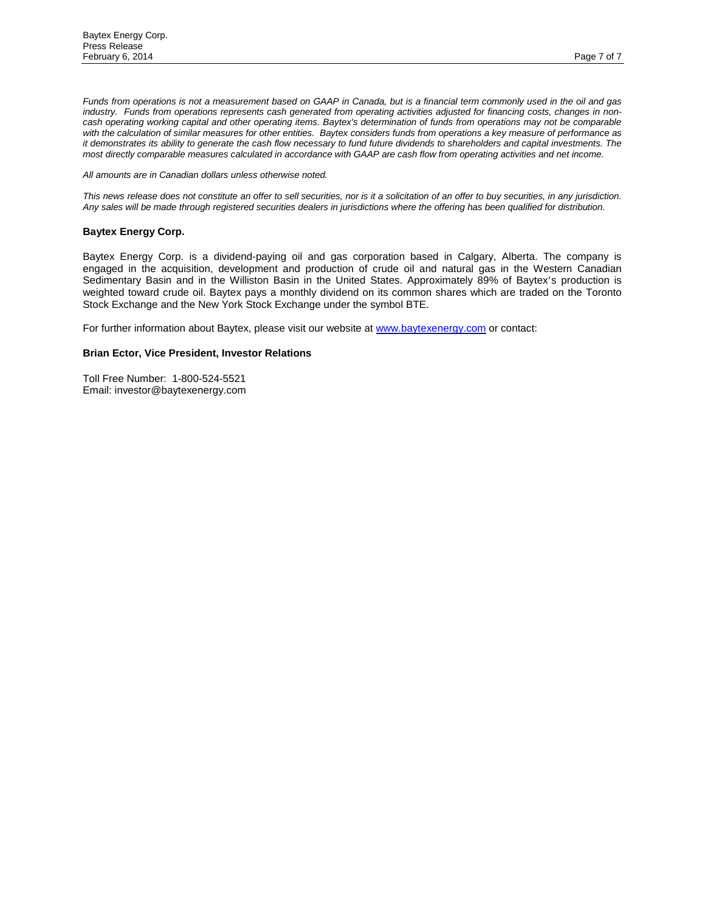*Funds from operations is not a measurement based on GAAP in Canada, but is a financial term commonly used in the oil and gas industry. Funds from operations represents cash generated from operating activities adjusted for financing costs, changes in non-cash operating working capital and other operating items. Baytex's determination of funds from operations may not be comparable with the calculation of similar measures for other entities. Baytex considers funds from operations a key measure of performance as it demonstrates its ability to generate the cash flow necessary to fund future dividends to shareholders and capital investments. The most directly comparable measures calculated in accordance with GAAP are cash flow from operating activities and net income.*

*All amounts are in Canadian dollars unless otherwise noted.*

*This news release does not constitute an offer to sell securities, nor is it a solicitation of an offer to buy securities, in any jurisdiction. Any sales will be made through registered securities dealers in jurisdictions where the offering has been qualified for distribution.*

**Baytex Energy Corp.**

Baytex Energy Corp. is a dividend-paying oil and gas corporation based in Calgary, Alberta. The company is engaged in the acquisition, development and production of crude oil and natural gas in the Western Canadian Sedimentary Basin and in the Williston Basin in the United States. Approximately 89% of Baytex's production is weighted toward crude oil. Baytex pays a monthly dividend on its common shares which are traded on the Toronto Stock Exchange and the New York Stock Exchange under the symbol BTE.

For further information about Baytex, please visit our website at [www.baytexenergy.com](http://www.baytexenergy.com) or contact:

**Brian Ector, Vice President, Investor Relations**

Toll Free Number: 1-800-524-5521
Email: investor@baytexenergy.com